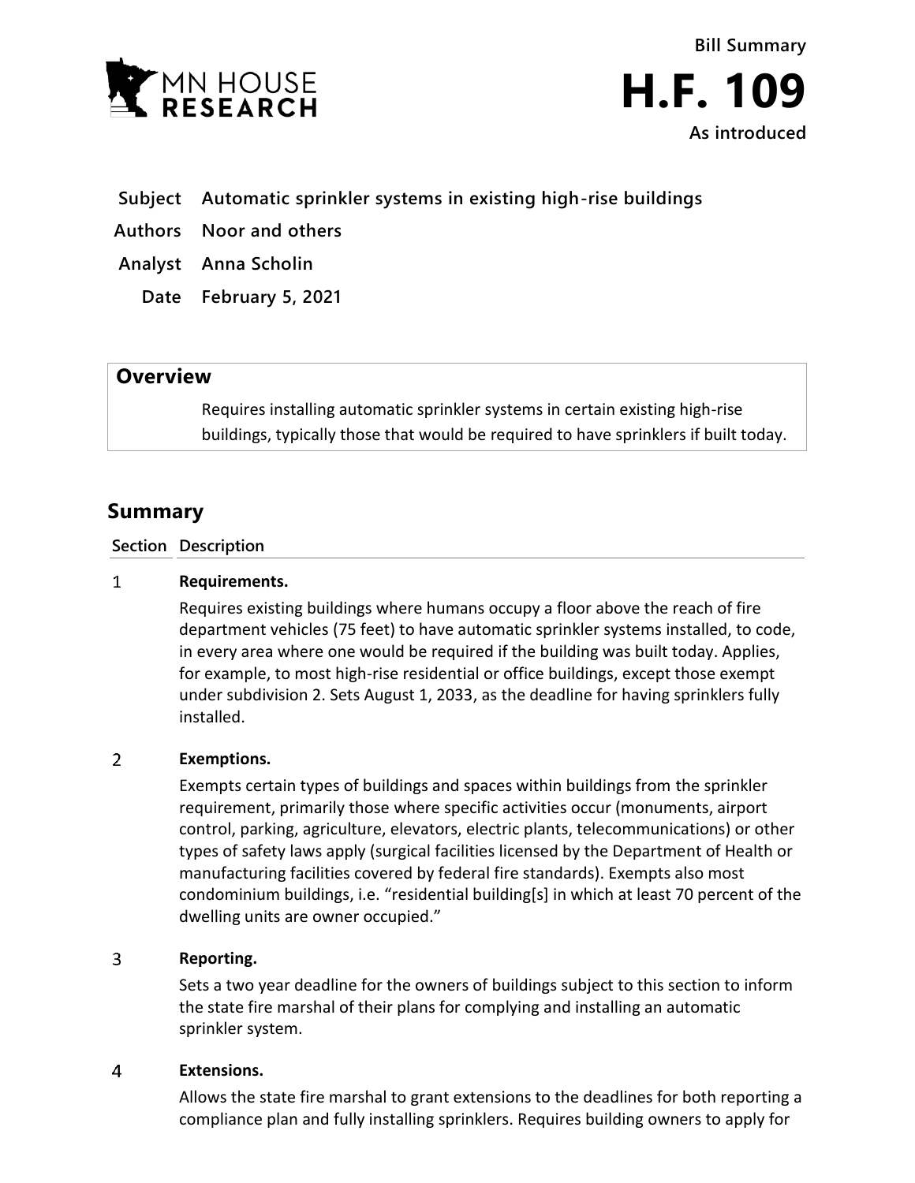Bill Summary

# H.F. 109

As introduced

| | |
|---|---|
| **Subject** | **Automatic sprinkler systems in existing high-rise buildings** |
| **Authors** | **Noor and others** |
| **Analyst** | **Anna Scholin** |
| **Date** | **February 5, 2021** |

## Overview

Requires installing automatic sprinkler systems in certain existing high-rise buildings, typically those that would be required to have sprinklers if built today.

## Summary

| Section | Description |
|---|---|
| 1 | **Requirements.** <br> Requires existing buildings where humans occupy a floor above the reach of fire department vehicles (75 feet) to have automatic sprinkler systems installed, to code, in every area where one would be required if the building was built today. Applies, for example, to most high-rise residential or office buildings, except those exempt under subdivision 2. Sets August 1, 2033, as the deadline for having sprinklers fully installed. |
| 2 | **Exemptions.** <br> Exempts certain types of buildings and spaces within buildings from the sprinkler requirement, primarily those where specific activities occur (monuments, airport control, parking, agriculture, elevators, electric plants, telecommunications) or other types of safety laws apply (surgical facilities licensed by the Department of Health or manufacturing facilities covered by federal fire standards). Exempts also most condominium buildings, i.e. "residential building[s] in which at least 70 percent of the dwelling units are owner occupied." |
| 3 | **Reporting.** <br> Sets a two year deadline for the owners of buildings subject to this section to inform the state fire marshal of their plans for complying and installing an automatic sprinkler system. |
| 4 | **Extensions.** <br> Allows the state fire marshal to grant extensions to the deadlines for both reporting a compliance plan and fully installing sprinklers. Requires building owners to apply for |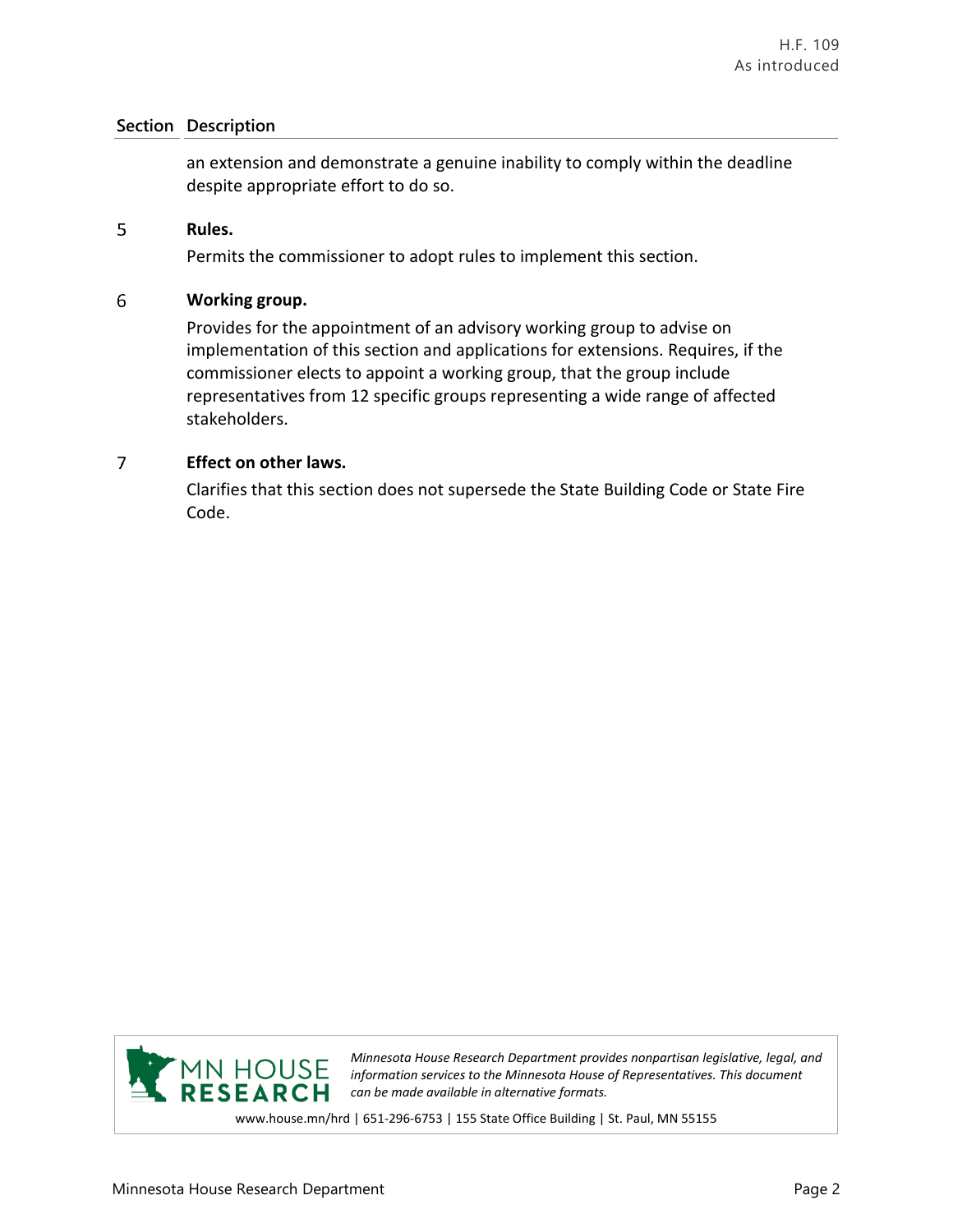| Section | Description |
|---|---|
| | an extension and demonstrate a genuine inability to comply within the deadline despite appropriate effort to do so. |
| 5 | **Rules.**<br>Permits the commissioner to adopt rules to implement this section. |
| 6 | **Working group.**<br>Provides for the appointment of an advisory working group to advise on implementation of this section and applications for extensions. Requires, if the commissioner elects to appoint a working group, that the group include representatives from 12 specific groups representing a wide range of affected stakeholders. |
| 7 | **Effect on other laws.**<br>Clarifies that this section does not supersede the State Building Code or State Fire Code. |

MN HOUSE RESEARCH

*Minnesota House Research Department provides nonpartisan legislative, legal, and information services to the Minnesota House of Representatives. This document can be made available in alternative formats.*

www.house.mn/hrd | 651-296-6753 | 155 State Office Building | St. Paul, MN 55155